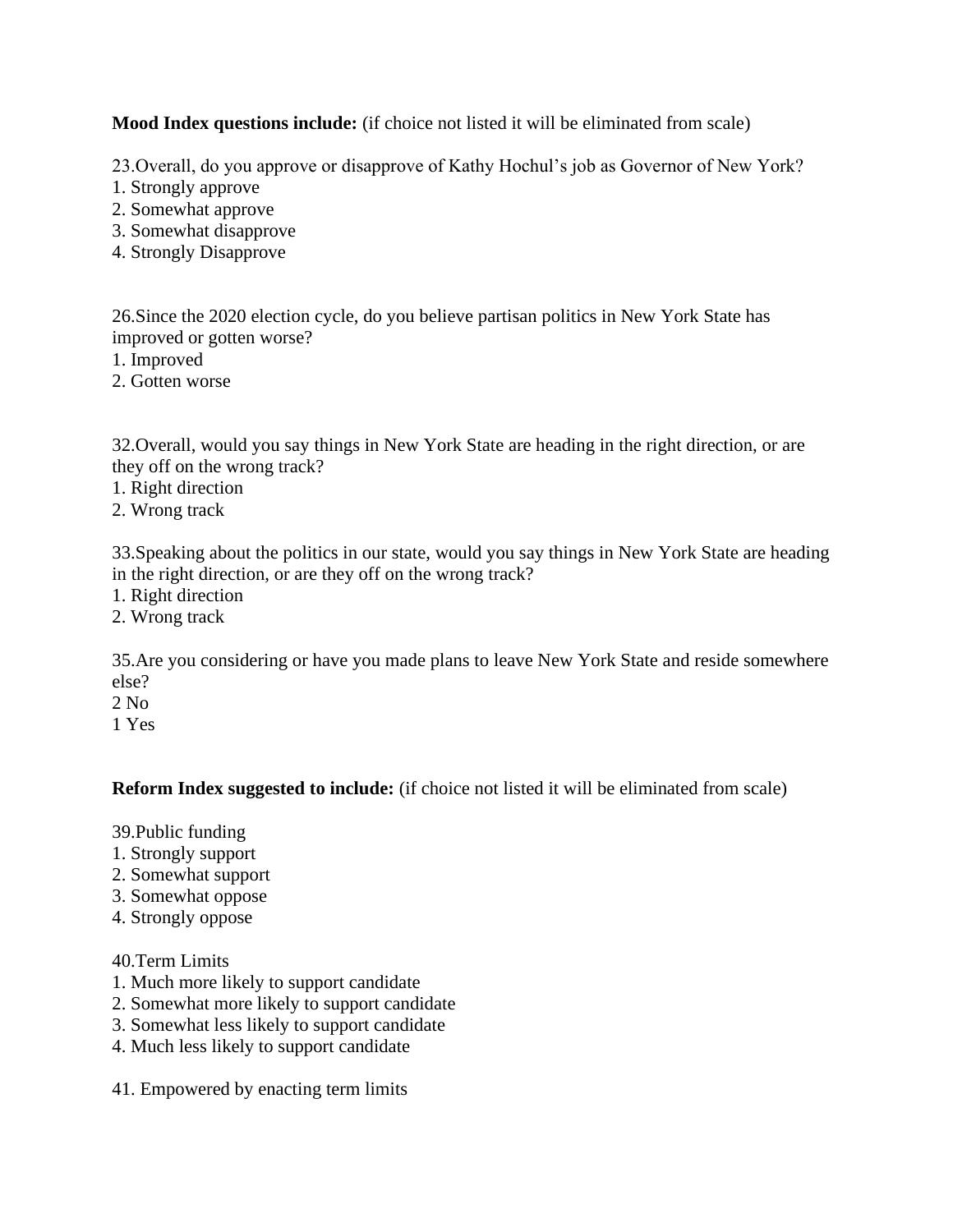**Mood Index questions include:** (if choice not listed it will be eliminated from scale)

23.Overall, do you approve or disapprove of Kathy Hochul's job as Governor of New York?
1. Strongly approve
2. Somewhat approve
3. Somewhat disapprove
4. Strongly Disapprove

26.Since the 2020 election cycle, do you believe partisan politics in New York State has improved or gotten worse?
1. Improved
2. Gotten worse

32.Overall, would you say things in New York State are heading in the right direction, or are they off on the wrong track?
1. Right direction
2. Wrong track

33.Speaking about the politics in our state, would you say things in New York State are heading in the right direction, or are they off on the wrong track?
1. Right direction
2. Wrong track

35.Are you considering or have you made plans to leave New York State and reside somewhere else?
2 No
1 Yes

**Reform Index suggested to include:** (if choice not listed it will be eliminated from scale)

39.Public funding
1. Strongly support
2. Somewhat support
3. Somewhat oppose
4. Strongly oppose

40.Term Limits
1. Much more likely to support candidate
2. Somewhat more likely to support candidate
3. Somewhat less likely to support candidate
4. Much less likely to support candidate

41. Empowered by enacting term limits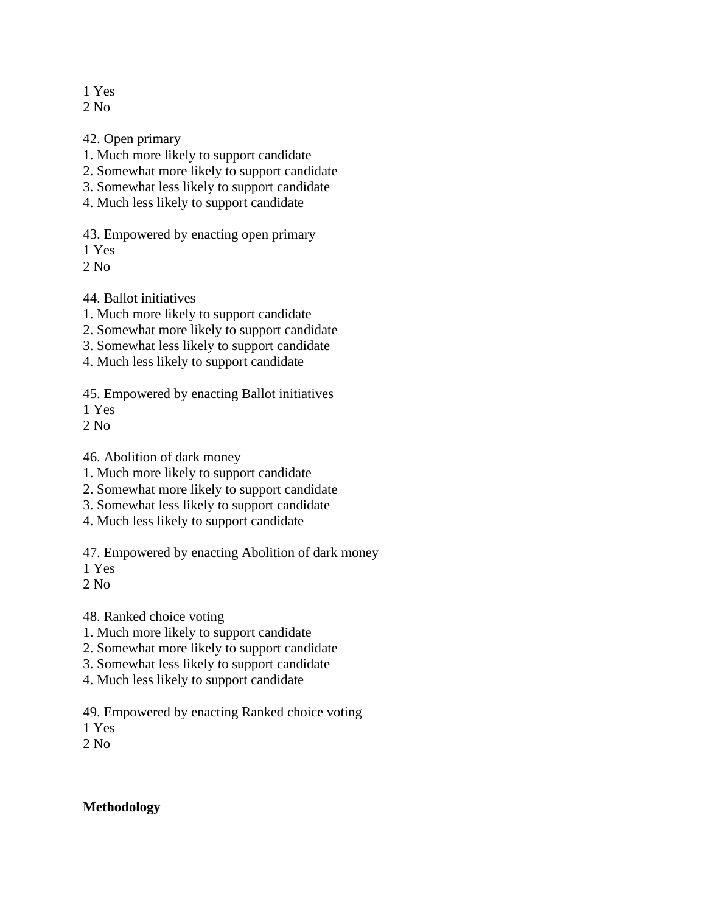1 Yes
2 No

42. Open primary
1. Much more likely to support candidate
2. Somewhat more likely to support candidate
3. Somewhat less likely to support candidate
4. Much less likely to support candidate

43. Empowered by enacting open primary
1 Yes
2 No

44. Ballot initiatives
1. Much more likely to support candidate
2. Somewhat more likely to support candidate
3. Somewhat less likely to support candidate
4. Much less likely to support candidate

45. Empowered by enacting Ballot initiatives
1 Yes
2 No

46. Abolition of dark money
1. Much more likely to support candidate
2. Somewhat more likely to support candidate
3. Somewhat less likely to support candidate
4. Much less likely to support candidate

47. Empowered by enacting Abolition of dark money
1 Yes
2 No

48. Ranked choice voting
1. Much more likely to support candidate
2. Somewhat more likely to support candidate
3. Somewhat less likely to support candidate
4. Much less likely to support candidate

49. Empowered by enacting Ranked choice voting
1 Yes
2 No

**Methodology**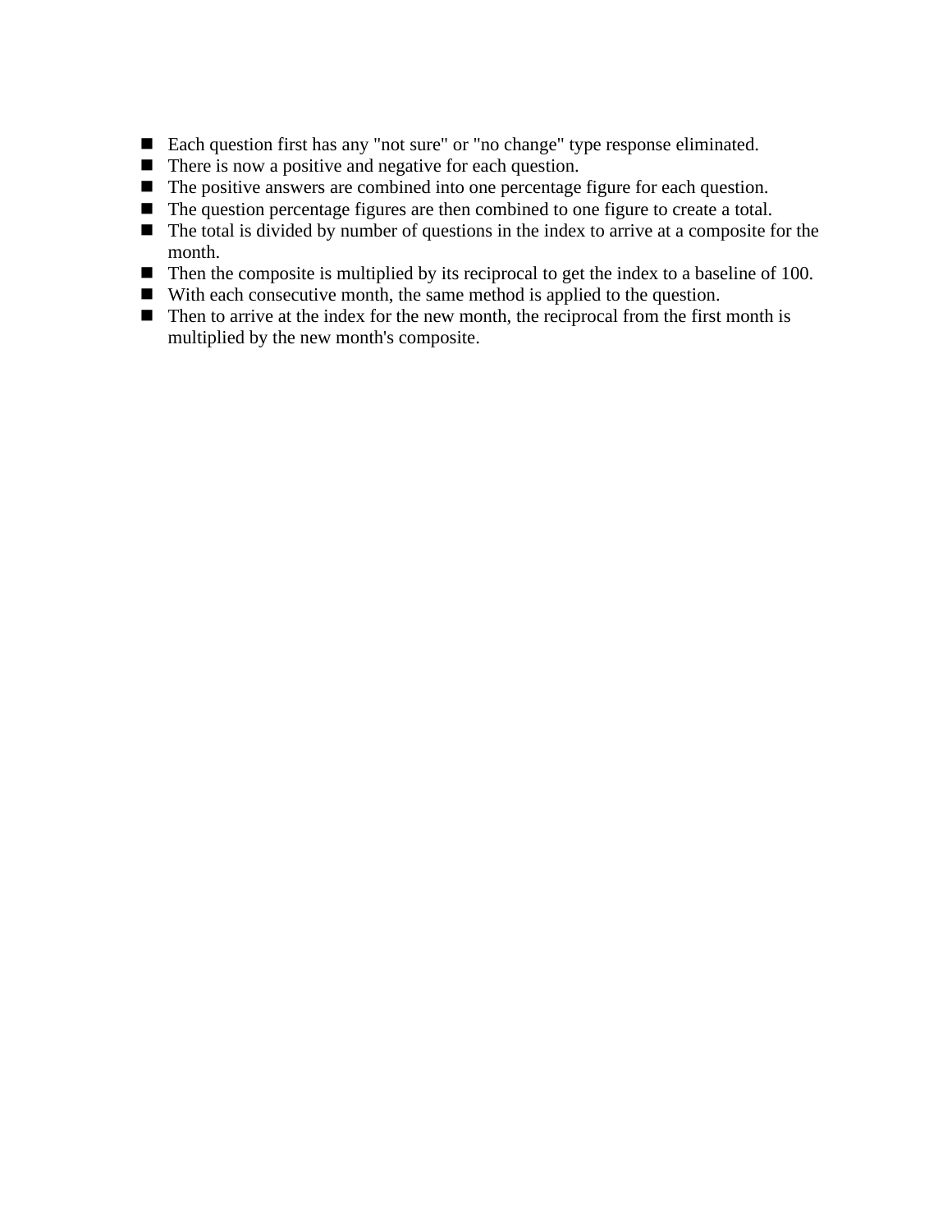- Each question first has any "not sure" or "no change" type response eliminated.
- There is now a positive and negative for each question.
- The positive answers are combined into one percentage figure for each question.
- The question percentage figures are then combined to one figure to create a total.
- The total is divided by number of questions in the index to arrive at a composite for the month.
- Then the composite is multiplied by its reciprocal to get the index to a baseline of 100.
- With each consecutive month, the same method is applied to the question.
- Then to arrive at the index for the new month, the reciprocal from the first month is multiplied by the new month's composite.